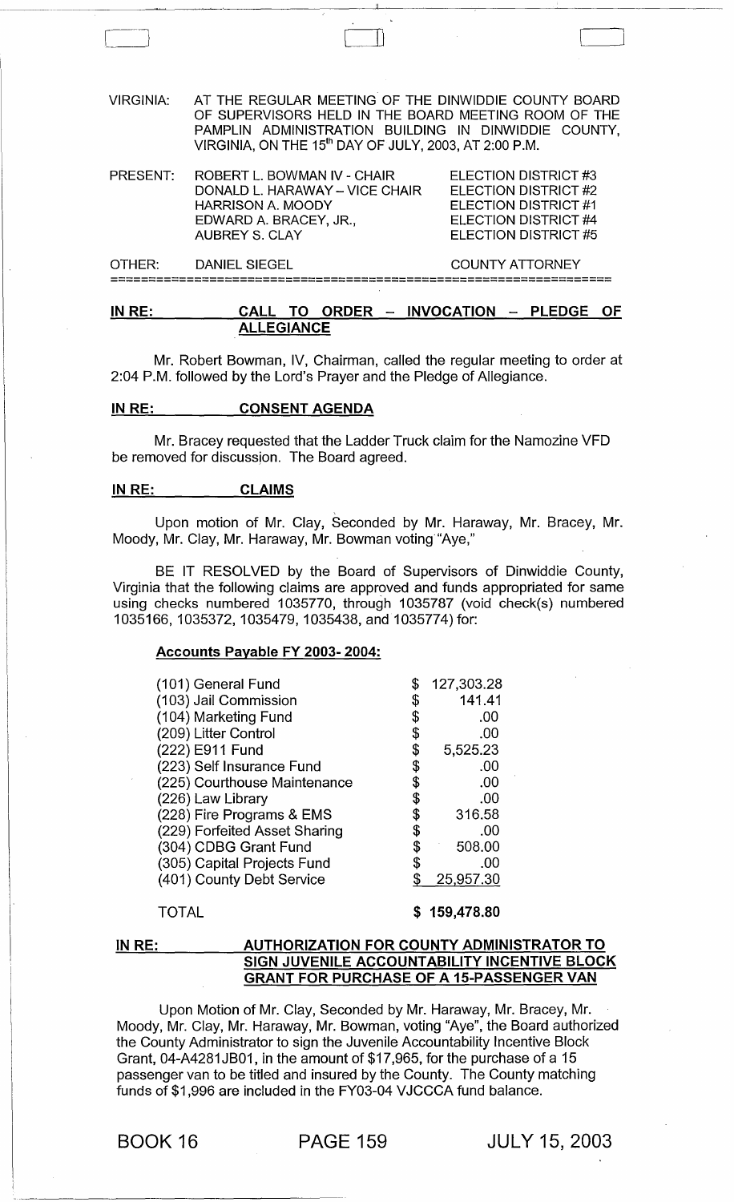VIRGINIA: AT THE REGULAR MEETING OF THE DINWIDDIE COUNTY BOARD OF SUPERVISORS HELD IN THE BOARD MEETING ROOM OF THE PAMPLIN ADMINISTRATION BUILDING IN DINWIDDIE COUNTY, VIRGINIA, ON THE 15th DAY OF JULY, 2003, AT 2:00 P.M.

| | | |
|---|---|---|
| PRESENT: | ROBERT L. BOWMAN IV - CHAIR | ELECTION DISTRICT #3 |
| | DONALD L. HARAWAY – VICE CHAIR | ELECTION DISTRICT #2 |
| | HARRISON A. MOODY | ELECTION DISTRICT #1 |
| | EDWARD A. BRACEY, JR., | ELECTION DISTRICT #4 |
| | AUBREY S. CLAY | ELECTION DISTRICT #5 |
| OTHER: | DANIEL SIEGEL | COUNTY ATTORNEY |

---

**IN RE: CALL TO ORDER – INVOCATION – PLEDGE OF ALLEGIANCE**

Mr. Robert Bowman, IV, Chairman, called the regular meeting to order at 2:04 P.M. followed by the Lord's Prayer and the Pledge of Allegiance.

**IN RE: CONSENT AGENDA**

Mr. Bracey requested that the Ladder Truck claim for the Namozine VFD be removed for discussion. The Board agreed.

**IN RE: CLAIMS**

Upon motion of Mr. Clay, Seconded by Mr. Haraway, Mr. Bracey, Mr. Moody, Mr. Clay, Mr. Haraway, Mr. Bowman voting "Aye,"

BE IT RESOLVED by the Board of Supervisors of Dinwiddie County, Virginia that the following claims are approved and funds appropriated for same using checks numbered 1035770, through 1035787 (void check(s) numbered 1035166, 1035372, 1035479, 1035438, and 1035774) for:

**Accounts Payable FY 2003- 2004:**

| | |
|---|---|
| (101) General Fund | $ 127,303.28 |
| (103) Jail Commission | $ 141.41 |
| (104) Marketing Fund | $ .00 |
| (209) Litter Control | $ .00 |
| (222) E911 Fund | $ 5,525.23 |
| (223) Self Insurance Fund | $ .00 |
| (225) Courthouse Maintenance | $ .00 |
| (226) Law Library | $ .00 |
| (228) Fire Programs & EMS | $ 316.58 |
| (229) Forfeited Asset Sharing | $ .00 |
| (304) CDBG Grant Fund | $ 508.00 |
| (305) Capital Projects Fund | $ .00 |
| (401) County Debt Service | $ 25,957.30 |
| TOTAL | **$ 159,478.80** |

**IN RE: AUTHORIZATION FOR COUNTY ADMINISTRATOR TO SIGN JUVENILE ACCOUNTABILITY INCENTIVE BLOCK GRANT FOR PURCHASE OF A 15-PASSENGER VAN**

Upon Motion of Mr. Clay, Seconded by Mr. Haraway, Mr. Bracey, Mr. Moody, Mr. Clay, Mr. Haraway, Mr. Bowman, voting "Aye", the Board authorized the County Administrator to sign the Juvenile Accountability Incentive Block Grant, 04-A4281JB01, in the amount of $17,965, for the purchase of a 15 passenger van to be titled and insured by the County. The County matching funds of $1,996 are included in the FY03-04 VJCCCA fund balance.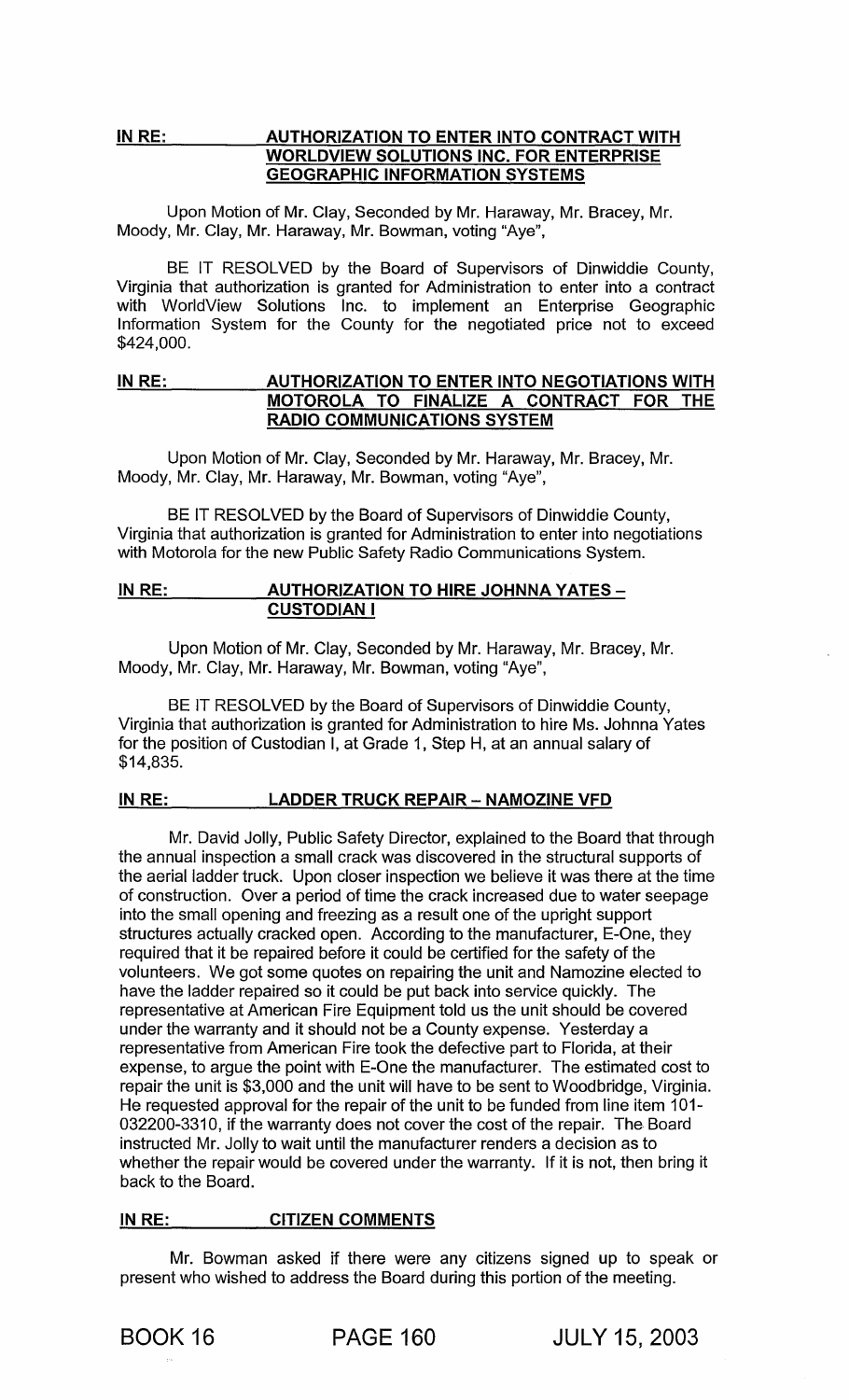**IN RE: AUTHORIZATION TO ENTER INTO CONTRACT WITH WORLDVIEW SOLUTIONS INC. FOR ENTERPRISE GEOGRAPHIC INFORMATION SYSTEMS**

Upon Motion of Mr. Clay, Seconded by Mr. Haraway, Mr. Bracey, Mr. Moody, Mr. Clay, Mr. Haraway, Mr. Bowman, voting "Aye",

BE IT RESOLVED by the Board of Supervisors of Dinwiddie County, Virginia that authorization is granted for Administration to enter into a contract with WorldView Solutions Inc. to implement an Enterprise Geographic Information System for the County for the negotiated price not to exceed $424,000.

**IN RE: AUTHORIZATION TO ENTER INTO NEGOTIATIONS WITH MOTOROLA TO FINALIZE A CONTRACT FOR THE RADIO COMMUNICATIONS SYSTEM**

Upon Motion of Mr. Clay, Seconded by Mr. Haraway, Mr. Bracey, Mr. Moody, Mr. Clay, Mr. Haraway, Mr. Bowman, voting "Aye",

BE IT RESOLVED by the Board of Supervisors of Dinwiddie County, Virginia that authorization is granted for Administration to enter into negotiations with Motorola for the new Public Safety Radio Communications System.

**IN RE: AUTHORIZATION TO HIRE JOHNNA YATES – CUSTODIAN I**

Upon Motion of Mr. Clay, Seconded by Mr. Haraway, Mr. Bracey, Mr. Moody, Mr. Clay, Mr. Haraway, Mr. Bowman, voting "Aye",

BE IT RESOLVED by the Board of Supervisors of Dinwiddie County, Virginia that authorization is granted for Administration to hire Ms. Johnna Yates for the position of Custodian I, at Grade 1, Step H, at an annual salary of $14,835.

**IN RE: LADDER TRUCK REPAIR – NAMOZINE VFD**

Mr. David Jolly, Public Safety Director, explained to the Board that through the annual inspection a small crack was discovered in the structural supports of the aerial ladder truck. Upon closer inspection we believe it was there at the time of construction. Over a period of time the crack increased due to water seepage into the small opening and freezing as a result one of the upright support structures actually cracked open. According to the manufacturer, E-One, they required that it be repaired before it could be certified for the safety of the volunteers. We got some quotes on repairing the unit and Namozine elected to have the ladder repaired so it could be put back into service quickly. The representative at American Fire Equipment told us the unit should be covered under the warranty and it should not be a County expense. Yesterday a representative from American Fire took the defective part to Florida, at their expense, to argue the point with E-One the manufacturer. The estimated cost to repair the unit is $3,000 and the unit will have to be sent to Woodbridge, Virginia. He requested approval for the repair of the unit to be funded from line item 101-032200-3310, if the warranty does not cover the cost of the repair. The Board instructed Mr. Jolly to wait until the manufacturer renders a decision as to whether the repair would be covered under the warranty. If it is not, then bring it back to the Board.

**IN RE: CITIZEN COMMENTS**

Mr. Bowman asked if there were any citizens signed up to speak or present who wished to address the Board during this portion of the meeting.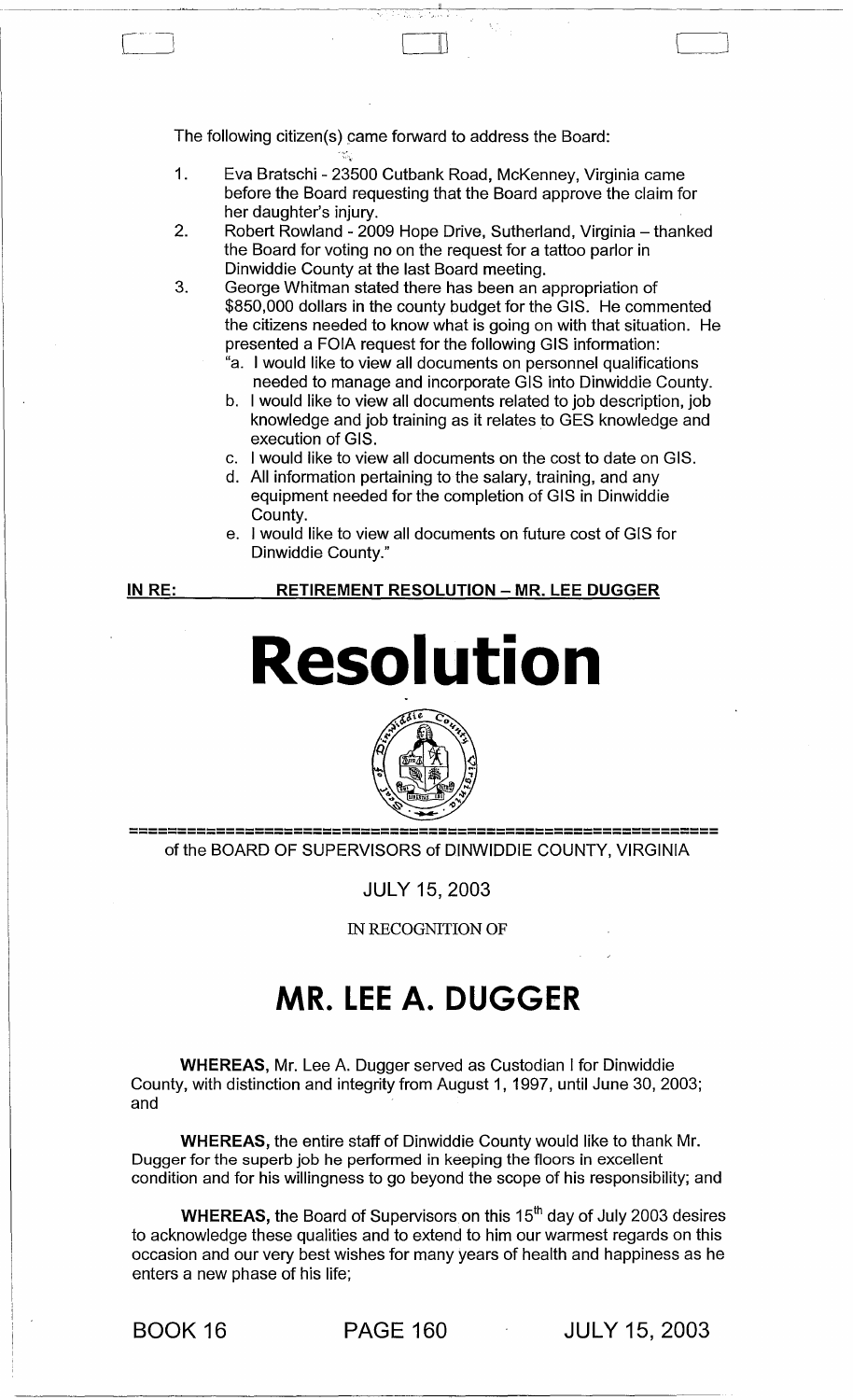The following citizen(s) came forward to address the Board:

1. Eva Bratschi - 23500 Cutbank Road, McKenney, Virginia came before the Board requesting that the Board approve the claim for her daughter's injury.
2. Robert Rowland - 2009 Hope Drive, Sutherland, Virginia – thanked the Board for voting no on the request for a tattoo parlor in Dinwiddie County at the last Board meeting.
3. George Whitman stated there has been an appropriation of $850,000 dollars in the county budget for the GIS. He commented the citizens needed to know what is going on with that situation. He presented a FOIA request for the following GIS information:
   "a. I would like to view all documents on personnel qualifications needed to manage and incorporate GIS into Dinwiddie County.
   b. I would like to view all documents related to job description, job knowledge and job training as it relates to GES knowledge and execution of GIS.
   c. I would like to view all documents on the cost to date on GIS.
   d. All information pertaining to the salary, training, and any equipment needed for the completion of GIS in Dinwiddie County.
   e. I would like to view all documents on future cost of GIS for Dinwiddie County."

**IN RE: RETIREMENT RESOLUTION – MR. LEE DUGGER**

# Resolution

of the BOARD OF SUPERVISORS of DINWIDDIE COUNTY, VIRGINIA

JULY 15, 2003

IN RECOGNITION OF

## MR. LEE A. DUGGER

**WHEREAS,** Mr. Lee A. Dugger served as Custodian I for Dinwiddie County, with distinction and integrity from August 1, 1997, until June 30, 2003; and

**WHEREAS,** the entire staff of Dinwiddie County would like to thank Mr. Dugger for the superb job he performed in keeping the floors in excellent condition and for his willingness to go beyond the scope of his responsibility; and

**WHEREAS,** the Board of Supervisors on this 15th day of July 2003 desires to acknowledge these qualities and to extend to him our warmest regards on this occasion and our very best wishes for many years of health and happiness as he enters a new phase of his life;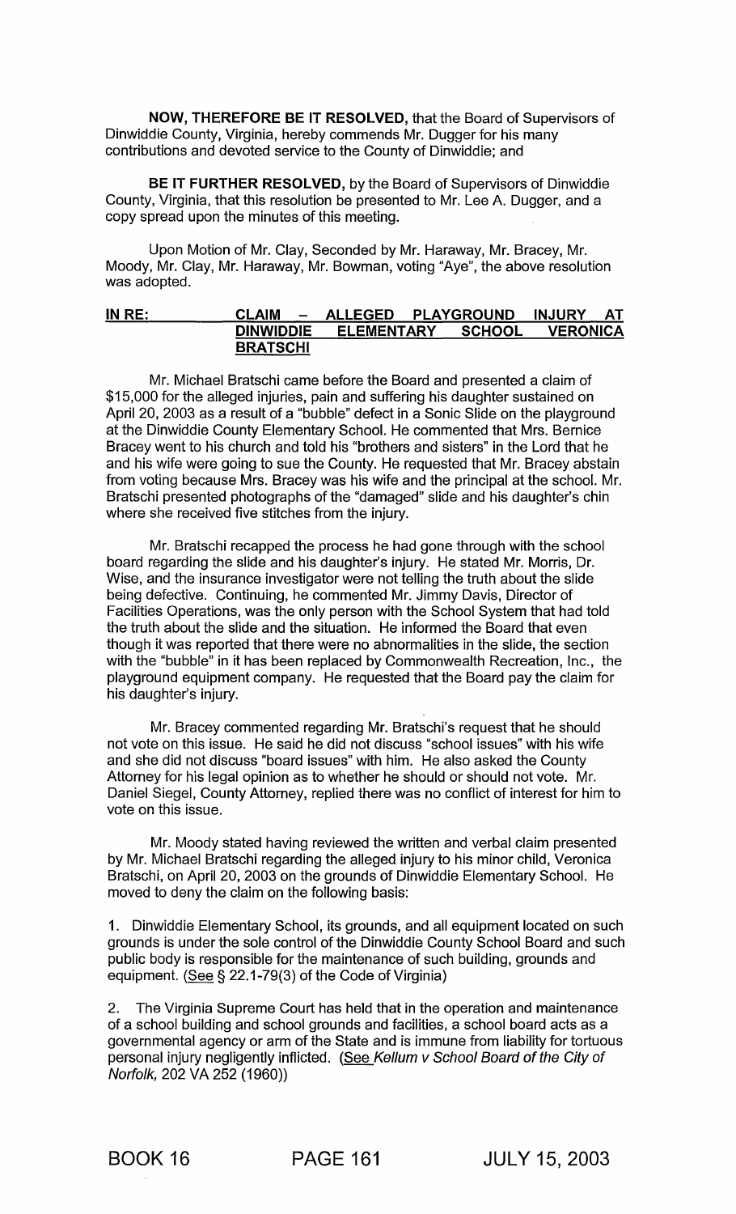**NOW, THEREFORE BE IT RESOLVED,** that the Board of Supervisors of Dinwiddie County, Virginia, hereby commends Mr. Dugger for his many contributions and devoted service to the County of Dinwiddie; and

**BE IT FURTHER RESOLVED,** by the Board of Supervisors of Dinwiddie County, Virginia, that this resolution be presented to Mr. Lee A. Dugger, and a copy spread upon the minutes of this meeting.

Upon Motion of Mr. Clay, Seconded by Mr. Haraway, Mr. Bracey, Mr. Moody, Mr. Clay, Mr. Haraway, Mr. Bowman, voting "Aye", the above resolution was adopted.

**IN RE: CLAIM – ALLEGED PLAYGROUND INJURY AT DINWIDDIE ELEMENTARY SCHOOL VERONICA BRATSCHI**

Mr. Michael Bratschi came before the Board and presented a claim of $15,000 for the alleged injuries, pain and suffering his daughter sustained on April 20, 2003 as a result of a "bubble" defect in a Sonic Slide on the playground at the Dinwiddie County Elementary School. He commented that Mrs. Bernice Bracey went to his church and told his "brothers and sisters" in the Lord that he and his wife were going to sue the County. He requested that Mr. Bracey abstain from voting because Mrs. Bracey was his wife and the principal at the school. Mr. Bratschi presented photographs of the "damaged" slide and his daughter's chin where she received five stitches from the injury.

Mr. Bratschi recapped the process he had gone through with the school board regarding the slide and his daughter's injury. He stated Mr. Morris, Dr. Wise, and the insurance investigator were not telling the truth about the slide being defective. Continuing, he commented Mr. Jimmy Davis, Director of Facilities Operations, was the only person with the School System that had told the truth about the slide and the situation. He informed the Board that even though it was reported that there were no abnormalities in the slide, the section with the "bubble" in it has been replaced by Commonwealth Recreation, Inc., the playground equipment company. He requested that the Board pay the claim for his daughter's injury.

Mr. Bracey commented regarding Mr. Bratschi's request that he should not vote on this issue. He said he did not discuss "school issues" with his wife and she did not discuss "board issues" with him. He also asked the County Attorney for his legal opinion as to whether he should or should not vote. Mr. Daniel Siegel, County Attorney, replied there was no conflict of interest for him to vote on this issue.

Mr. Moody stated having reviewed the written and verbal claim presented by Mr. Michael Bratschi regarding the alleged injury to his minor child, Veronica Bratschi, on April 20, 2003 on the grounds of Dinwiddie Elementary School. He moved to deny the claim on the following basis:

1. Dinwiddie Elementary School, its grounds, and all equipment located on such grounds is under the sole control of the Dinwiddie County School Board and such public body is responsible for the maintenance of such building, grounds and equipment. (See § 22.1-79(3) of the Code of Virginia)

2. The Virginia Supreme Court has held that in the operation and maintenance of a school building and school grounds and facilities, a school board acts as a governmental agency or arm of the State and is immune from liability for tortuous personal injury negligently inflicted. (See *Kellum v School Board of the City of Norfolk,* 202 VA 252 (1960))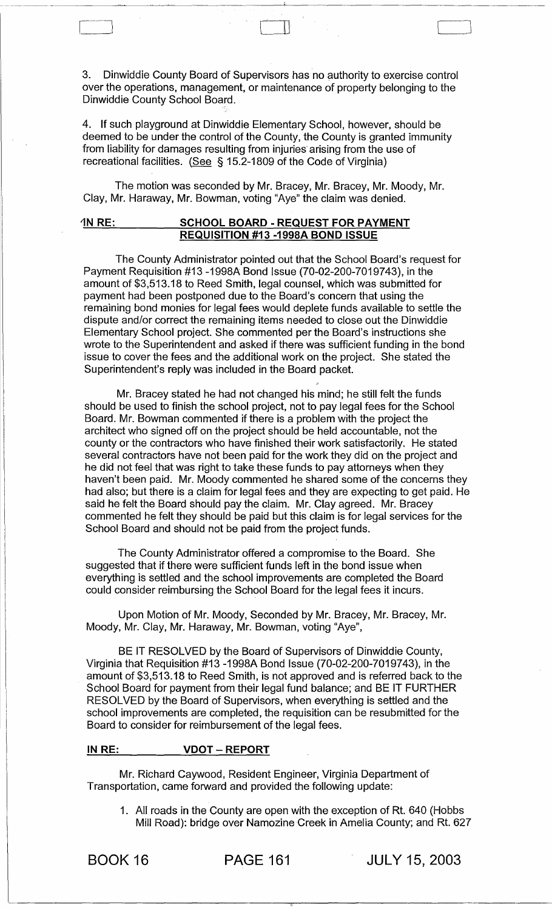3. Dinwiddie County Board of Supervisors has no authority to exercise control over the operations, management, or maintenance of property belonging to the Dinwiddie County School Board.

4. If such playground at Dinwiddie Elementary School, however, should be deemed to be under the control of the County, the County is granted immunity from liability for damages resulting from injuries arising from the use of recreational facilities. (See § 15.2-1809 of the Code of Virginia)

The motion was seconded by Mr. Bracey, Mr. Bracey, Mr. Moody, Mr. Clay, Mr. Haraway, Mr. Bowman, voting "Aye" the claim was denied.

**IN RE: SCHOOL BOARD - REQUEST FOR PAYMENT REQUISITION #13 -1998A BOND ISSUE**

The County Administrator pointed out that the School Board's request for Payment Requisition #13 -1998A Bond Issue (70-02-200-7019743), in the amount of $3,513.18 to Reed Smith, legal counsel, which was submitted for payment had been postponed due to the Board's concern that using the remaining bond monies for legal fees would deplete funds available to settle the dispute and/or correct the remaining items needed to close out the Dinwiddie Elementary School project. She commented per the Board's instructions she wrote to the Superintendent and asked if there was sufficient funding in the bond issue to cover the fees and the additional work on the project. She stated the Superintendent's reply was included in the Board packet.

Mr. Bracey stated he had not changed his mind; he still felt the funds should be used to finish the school project, not to pay legal fees for the School Board. Mr. Bowman commented if there is a problem with the project the architect who signed off on the project should be held accountable, not the county or the contractors who have finished their work satisfactorily. He stated several contractors have not been paid for the work they did on the project and he did not feel that was right to take these funds to pay attorneys when they haven't been paid. Mr. Moody commented he shared some of the concerns they had also; but there is a claim for legal fees and they are expecting to get paid. He said he felt the Board should pay the claim. Mr. Clay agreed. Mr. Bracey commented he felt they should be paid but this claim is for legal services for the School Board and should not be paid from the project funds.

The County Administrator offered a compromise to the Board. She suggested that if there were sufficient funds left in the bond issue when everything is settled and the school improvements are completed the Board could consider reimbursing the School Board for the legal fees it incurs.

Upon Motion of Mr. Moody, Seconded by Mr. Bracey, Mr. Bracey, Mr. Moody, Mr. Clay, Mr. Haraway, Mr. Bowman, voting "Aye",

BE IT RESOLVED by the Board of Supervisors of Dinwiddie County, Virginia that Requisition #13 -1998A Bond Issue (70-02-200-7019743), in the amount of $3,513.18 to Reed Smith, is not approved and is referred back to the School Board for payment from their legal fund balance; and BE IT FURTHER RESOLVED by the Board of Supervisors, when everything is settled and the school improvements are completed, the requisition can be resubmitted for the Board to consider for reimbursement of the legal fees.

**IN RE: VDOT – REPORT**

Mr. Richard Caywood, Resident Engineer, Virginia Department of Transportation, came forward and provided the following update:

1. All roads in the County are open with the exception of Rt. 640 (Hobbs Mill Road): bridge over Namozine Creek in Amelia County; and Rt. 627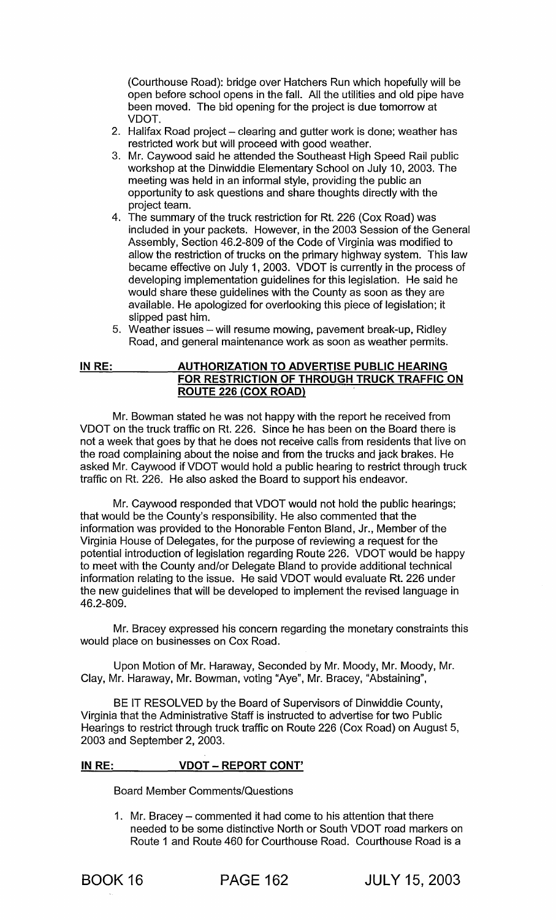(Courthouse Road): bridge over Hatchers Run which hopefully will be open before school opens in the fall. All the utilities and old pipe have been moved. The bid opening for the project is due tomorrow at VDOT.

2. Halifax Road project – clearing and gutter work is done; weather has restricted work but will proceed with good weather.
3. Mr. Caywood said he attended the Southeast High Speed Rail public workshop at the Dinwiddie Elementary School on July 10, 2003. The meeting was held in an informal style, providing the public an opportunity to ask questions and share thoughts directly with the project team.
4. The summary of the truck restriction for Rt. 226 (Cox Road) was included in your packets. However, in the 2003 Session of the General Assembly, Section 46.2-809 of the Code of Virginia was modified to allow the restriction of trucks on the primary highway system. This law became effective on July 1, 2003. VDOT is currently in the process of developing implementation guidelines for this legislation. He said he would share these guidelines with the County as soon as they are available. He apologized for overlooking this piece of legislation; it slipped past him.
5. Weather issues – will resume mowing, pavement break-up, Ridley Road, and general maintenance work as soon as weather permits.

**IN RE: AUTHORIZATION TO ADVERTISE PUBLIC HEARING FOR RESTRICTION OF THROUGH TRUCK TRAFFIC ON ROUTE 226 (COX ROAD)**

Mr. Bowman stated he was not happy with the report he received from VDOT on the truck traffic on Rt. 226. Since he has been on the Board there is not a week that goes by that he does not receive calls from residents that live on the road complaining about the noise and from the trucks and jack brakes. He asked Mr. Caywood if VDOT would hold a public hearing to restrict through truck traffic on Rt. 226. He also asked the Board to support his endeavor.

Mr. Caywood responded that VDOT would not hold the public hearings; that would be the County's responsibility. He also commented that the information was provided to the Honorable Fenton Bland, Jr., Member of the Virginia House of Delegates, for the purpose of reviewing a request for the potential introduction of legislation regarding Route 226. VDOT would be happy to meet with the County and/or Delegate Bland to provide additional technical information relating to the issue. He said VDOT would evaluate Rt. 226 under the new guidelines that will be developed to implement the revised language in 46.2-809.

Mr. Bracey expressed his concern regarding the monetary constraints this would place on businesses on Cox Road.

Upon Motion of Mr. Haraway, Seconded by Mr. Moody, Mr. Moody, Mr. Clay, Mr. Haraway, Mr. Bowman, voting "Aye", Mr. Bracey, "Abstaining",

BE IT RESOLVED by the Board of Supervisors of Dinwiddie County, Virginia that the Administrative Staff is instructed to advertise for two Public Hearings to restrict through truck traffic on Route 226 (Cox Road) on August 5, 2003 and September 2, 2003.

**IN RE: VDOT – REPORT CONT'**

Board Member Comments/Questions

1. Mr. Bracey – commented it had come to his attention that there needed to be some distinctive North or South VDOT road markers on Route 1 and Route 460 for Courthouse Road. Courthouse Road is a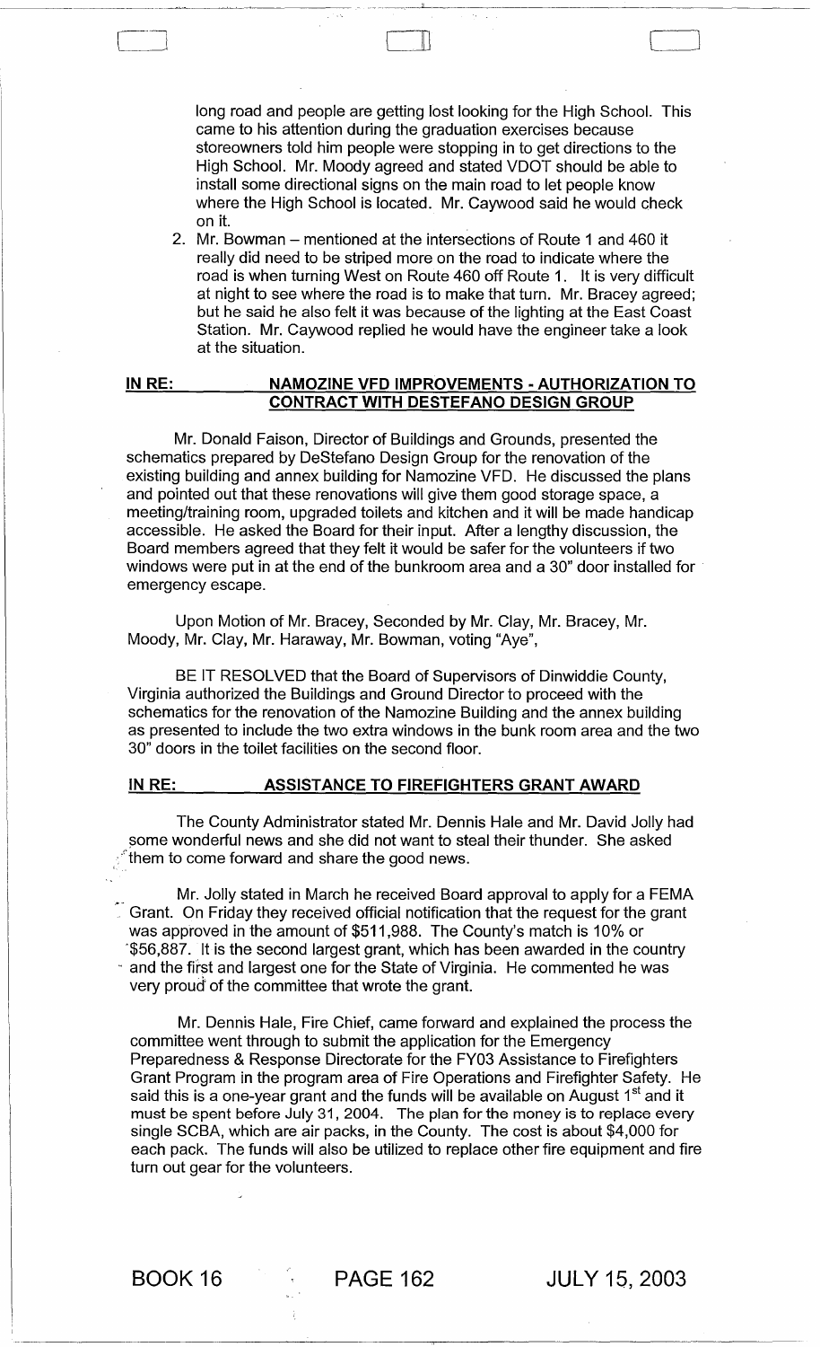long road and people are getting lost looking for the High School. This came to his attention during the graduation exercises because storeowners told him people were stopping in to get directions to the High School. Mr. Moody agreed and stated VDOT should be able to install some directional signs on the main road to let people know where the High School is located. Mr. Caywood said he would check on it.

2. Mr. Bowman – mentioned at the intersections of Route 1 and 460 it really did need to be striped more on the road to indicate where the road is when turning West on Route 460 off Route 1. It is very difficult at night to see where the road is to make that turn. Mr. Bracey agreed; but he said he also felt it was because of the lighting at the East Coast Station. Mr. Caywood replied he would have the engineer take a look at the situation.

**IN RE: NAMOZINE VFD IMPROVEMENTS - AUTHORIZATION TO CONTRACT WITH DESTEFANO DESIGN GROUP**

Mr. Donald Faison, Director of Buildings and Grounds, presented the schematics prepared by DeStefano Design Group for the renovation of the existing building and annex building for Namozine VFD. He discussed the plans and pointed out that these renovations will give them good storage space, a meeting/training room, upgraded toilets and kitchen and it will be made handicap accessible. He asked the Board for their input. After a lengthy discussion, the Board members agreed that they felt it would be safer for the volunteers if two windows were put in at the end of the bunkroom area and a 30" door installed for emergency escape.

Upon Motion of Mr. Bracey, Seconded by Mr. Clay, Mr. Bracey, Mr. Moody, Mr. Clay, Mr. Haraway, Mr. Bowman, voting "Aye",

BE IT RESOLVED that the Board of Supervisors of Dinwiddie County, Virginia authorized the Buildings and Ground Director to proceed with the schematics for the renovation of the Namozine Building and the annex building as presented to include the two extra windows in the bunk room area and the two 30" doors in the toilet facilities on the second floor.

**IN RE: ASSISTANCE TO FIREFIGHTERS GRANT AWARD**

The County Administrator stated Mr. Dennis Hale and Mr. David Jolly had some wonderful news and she did not want to steal their thunder. She asked them to come forward and share the good news.

Mr. Jolly stated in March he received Board approval to apply for a FEMA Grant. On Friday they received official notification that the request for the grant was approved in the amount of $511,988. The County's match is 10% or $56,887. It is the second largest grant, which has been awarded in the country and the first and largest one for the State of Virginia. He commented he was very proud of the committee that wrote the grant.

Mr. Dennis Hale, Fire Chief, came forward and explained the process the committee went through to submit the application for the Emergency Preparedness & Response Directorate for the FY03 Assistance to Firefighters Grant Program in the program area of Fire Operations and Firefighter Safety. He said this is a one-year grant and the funds will be available on August 1st and it must be spent before July 31, 2004. The plan for the money is to replace every single SCBA, which are air packs, in the County. The cost is about $4,000 for each pack. The funds will also be utilized to replace other fire equipment and fire turn out gear for the volunteers.

BOOK 16 PAGE 162 JULY 15, 2003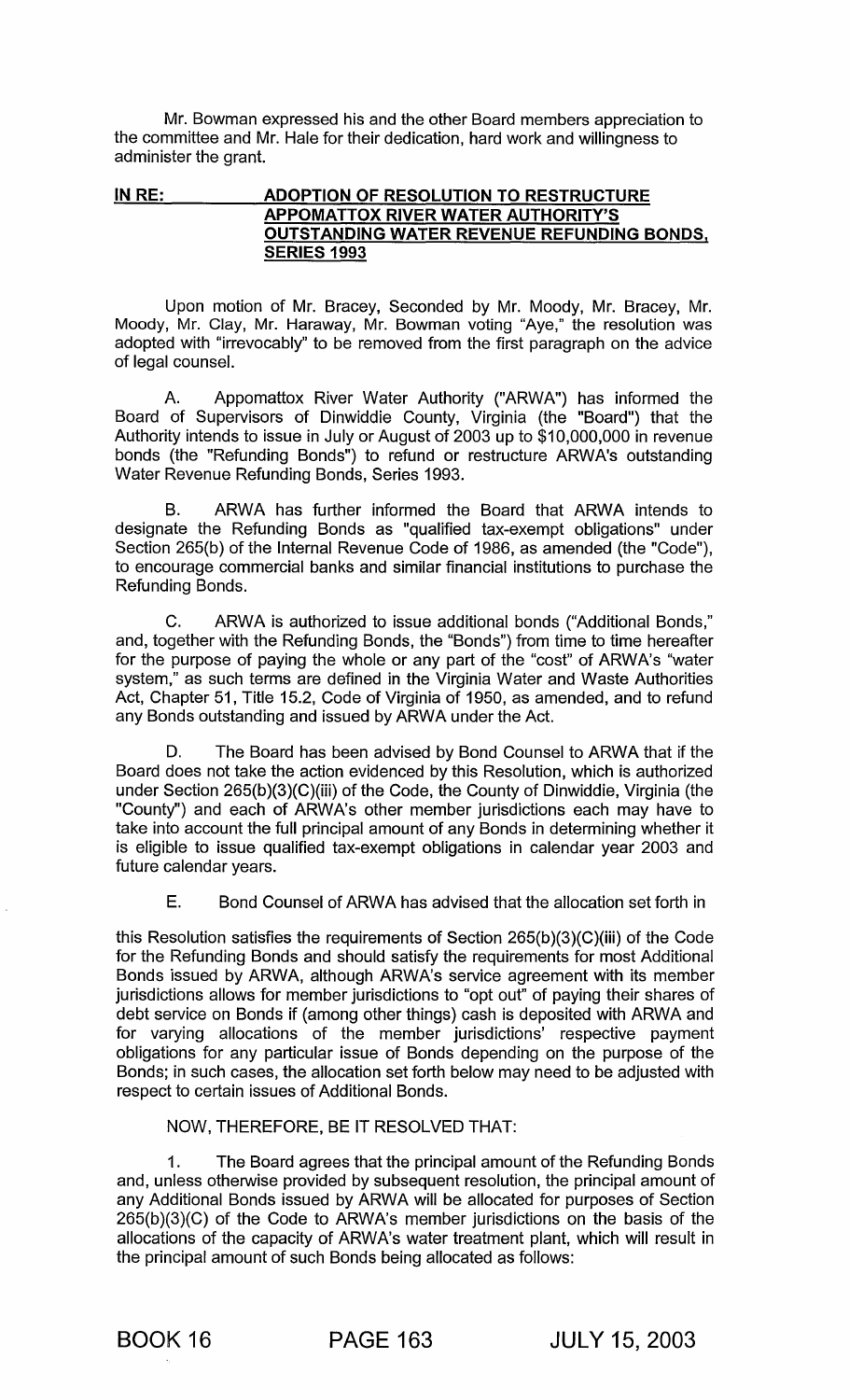Mr. Bowman expressed his and the other Board members appreciation to the committee and Mr. Hale for their dedication, hard work and willingness to administer the grant.

**IN RE: ADOPTION OF RESOLUTION TO RESTRUCTURE APPOMATTOX RIVER WATER AUTHORITY'S OUTSTANDING WATER REVENUE REFUNDING BONDS, SERIES 1993**

Upon motion of Mr. Bracey, Seconded by Mr. Moody, Mr. Bracey, Mr. Moody, Mr. Clay, Mr. Haraway, Mr. Bowman voting "Aye," the resolution was adopted with "irrevocably" to be removed from the first paragraph on the advice of legal counsel.

A. Appomattox River Water Authority ("ARWA") has informed the Board of Supervisors of Dinwiddie County, Virginia (the "Board") that the Authority intends to issue in July or August of 2003 up to $10,000,000 in revenue bonds (the "Refunding Bonds") to refund or restructure ARWA's outstanding Water Revenue Refunding Bonds, Series 1993.

B. ARWA has further informed the Board that ARWA intends to designate the Refunding Bonds as "qualified tax-exempt obligations" under Section 265(b) of the Internal Revenue Code of 1986, as amended (the "Code"), to encourage commercial banks and similar financial institutions to purchase the Refunding Bonds.

C. ARWA is authorized to issue additional bonds ("Additional Bonds," and, together with the Refunding Bonds, the "Bonds") from time to time hereafter for the purpose of paying the whole or any part of the "cost" of ARWA's "water system," as such terms are defined in the Virginia Water and Waste Authorities Act, Chapter 51, Title 15.2, Code of Virginia of 1950, as amended, and to refund any Bonds outstanding and issued by ARWA under the Act.

D. The Board has been advised by Bond Counsel to ARWA that if the Board does not take the action evidenced by this Resolution, which is authorized under Section 265(b)(3)(C)(iii) of the Code, the County of Dinwiddie, Virginia (the "County") and each of ARWA's other member jurisdictions each may have to take into account the full principal amount of any Bonds in determining whether it is eligible to issue qualified tax-exempt obligations in calendar year 2003 and future calendar years.

E. Bond Counsel of ARWA has advised that the allocation set forth in this Resolution satisfies the requirements of Section 265(b)(3)(C)(iii) of the Code for the Refunding Bonds and should satisfy the requirements for most Additional Bonds issued by ARWA, although ARWA's service agreement with its member jurisdictions allows for member jurisdictions to "opt out" of paying their shares of debt service on Bonds if (among other things) cash is deposited with ARWA and for varying allocations of the member jurisdictions' respective payment obligations for any particular issue of Bonds depending on the purpose of the Bonds; in such cases, the allocation set forth below may need to be adjusted with respect to certain issues of Additional Bonds.

NOW, THEREFORE, BE IT RESOLVED THAT:

1. The Board agrees that the principal amount of the Refunding Bonds and, unless otherwise provided by subsequent resolution, the principal amount of any Additional Bonds issued by ARWA will be allocated for purposes of Section 265(b)(3)(C) of the Code to ARWA's member jurisdictions on the basis of the allocations of the capacity of ARWA's water treatment plant, which will result in the principal amount of such Bonds being allocated as follows: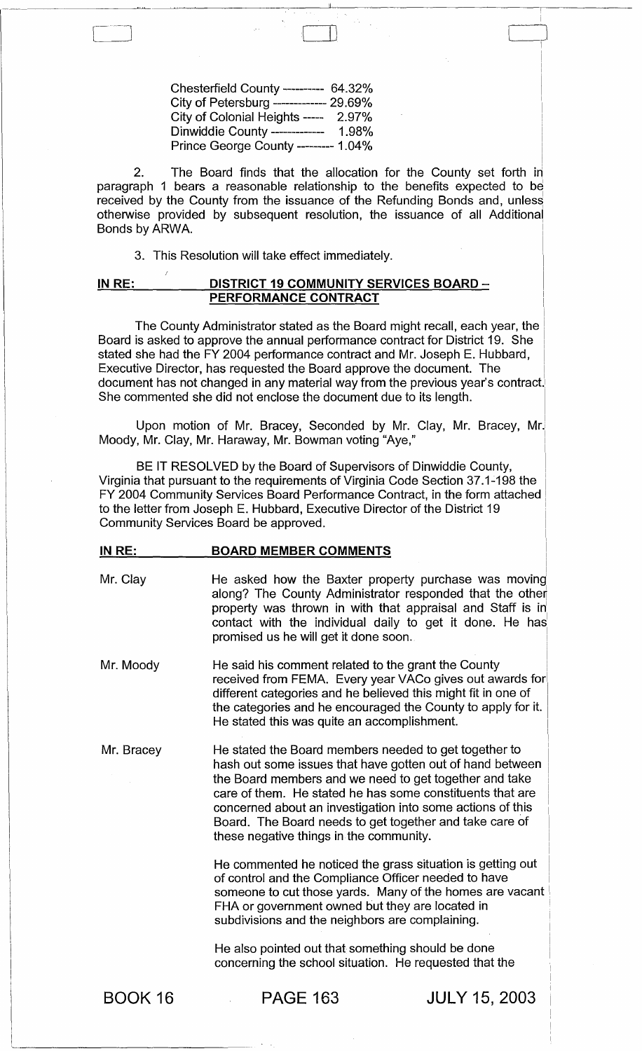Chesterfield County ---------- 64.32%
City of Petersburg ------------ 29.69%
City of Colonial Heights ----- 2.97%
Dinwiddie County ------------ 1.98%
Prince George County --------- 1.04%

2. The Board finds that the allocation for the County set forth in paragraph 1 bears a reasonable relationship to the benefits expected to be received by the County from the issuance of the Refunding Bonds and, unless otherwise provided by subsequent resolution, the issuance of all Additional Bonds by ARWA.

3. This Resolution will take effect immediately.

**IN RE: DISTRICT 19 COMMUNITY SERVICES BOARD – PERFORMANCE CONTRACT**

The County Administrator stated as the Board might recall, each year, the Board is asked to approve the annual performance contract for District 19. She stated she had the FY 2004 performance contract and Mr. Joseph E. Hubbard, Executive Director, has requested the Board approve the document. The document has not changed in any material way from the previous year's contract. She commented she did not enclose the document due to its length.

Upon motion of Mr. Bracey, Seconded by Mr. Clay, Mr. Bracey, Mr. Moody, Mr. Clay, Mr. Haraway, Mr. Bowman voting "Aye,"

BE IT RESOLVED by the Board of Supervisors of Dinwiddie County, Virginia that pursuant to the requirements of Virginia Code Section 37.1-198 the FY 2004 Community Services Board Performance Contract, in the form attached to the letter from Joseph E. Hubbard, Executive Director of the District 19 Community Services Board be approved.

**IN RE: BOARD MEMBER COMMENTS**

Mr. Clay — He asked how the Baxter property purchase was moving along? The County Administrator responded that the other property was thrown in with that appraisal and Staff is in contact with the individual daily to get it done. He has promised us he will get it done soon.

Mr. Moody — He said his comment related to the grant the County received from FEMA. Every year VACo gives out awards for different categories and he believed this might fit in one of the categories and he encouraged the County to apply for it. He stated this was quite an accomplishment.

Mr. Bracey — He stated the Board members needed to get together to hash out some issues that have gotten out of hand between the Board members and we need to get together and take care of them. He stated he has some constituents that are concerned about an investigation into some actions of this Board. The Board needs to get together and take care of these negative things in the community.

He commented he noticed the grass situation is getting out of control and the Compliance Officer needed to have someone to cut those yards. Many of the homes are vacant FHA or government owned but they are located in subdivisions and the neighbors are complaining.

He also pointed out that something should be done concerning the school situation. He requested that the

BOOK 16 PAGE 163 JULY 15, 2003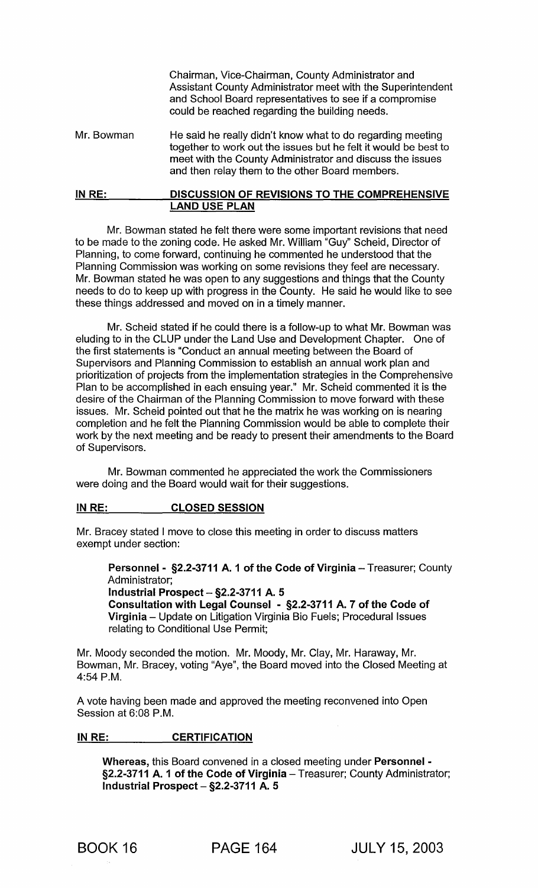Chairman, Vice-Chairman, County Administrator and Assistant County Administrator meet with the Superintendent and School Board representatives to see if a compromise could be reached regarding the building needs.

Mr. Bowman He said he really didn't know what to do regarding meeting together to work out the issues but he felt it would be best to meet with the County Administrator and discuss the issues and then relay them to the other Board members.

**IN RE: DISCUSSION OF REVISIONS TO THE COMPREHENSIVE LAND USE PLAN**

Mr. Bowman stated he felt there were some important revisions that need to be made to the zoning code. He asked Mr. William "Guy" Scheid, Director of Planning, to come forward, continuing he commented he understood that the Planning Commission was working on some revisions they feel are necessary. Mr. Bowman stated he was open to any suggestions and things that the County needs to do to keep up with progress in the County. He said he would like to see these things addressed and moved on in a timely manner.

Mr. Scheid stated if he could there is a follow-up to what Mr. Bowman was eluding to in the CLUP under the Land Use and Development Chapter. One of the first statements is "Conduct an annual meeting between the Board of Supervisors and Planning Commission to establish an annual work plan and prioritization of projects from the implementation strategies in the Comprehensive Plan to be accomplished in each ensuing year." Mr. Scheid commented it is the desire of the Chairman of the Planning Commission to move forward with these issues. Mr. Scheid pointed out that he the matrix he was working on is nearing completion and he felt the Planning Commission would be able to complete their work by the next meeting and be ready to present their amendments to the Board of Supervisors.

Mr. Bowman commented he appreciated the work the Commissioners were doing and the Board would wait for their suggestions.

**IN RE: CLOSED SESSION**

Mr. Bracey stated I move to close this meeting in order to discuss matters exempt under section:

> **Personnel - §2.2-3711 A. 1 of the Code of Virginia** – Treasurer; County Administrator;
> **Industrial Prospect – §2.2-3711 A. 5**
> **Consultation with Legal Counsel - §2.2-3711 A. 7 of the Code of Virginia** – Update on Litigation Virginia Bio Fuels; Procedural Issues relating to Conditional Use Permit;

Mr. Moody seconded the motion. Mr. Moody, Mr. Clay, Mr. Haraway, Mr. Bowman, Mr. Bracey, voting "Aye", the Board moved into the Closed Meeting at 4:54 P.M.

A vote having been made and approved the meeting reconvened into Open Session at 6:08 P.M.

**IN RE: CERTIFICATION**

> **Whereas,** this Board convened in a closed meeting under **Personnel - §2.2-3711 A. 1 of the Code of Virginia** – Treasurer; County Administrator; **Industrial Prospect – §2.2-3711 A. 5**

BOOK 16 PAGE 164 JULY 15, 2003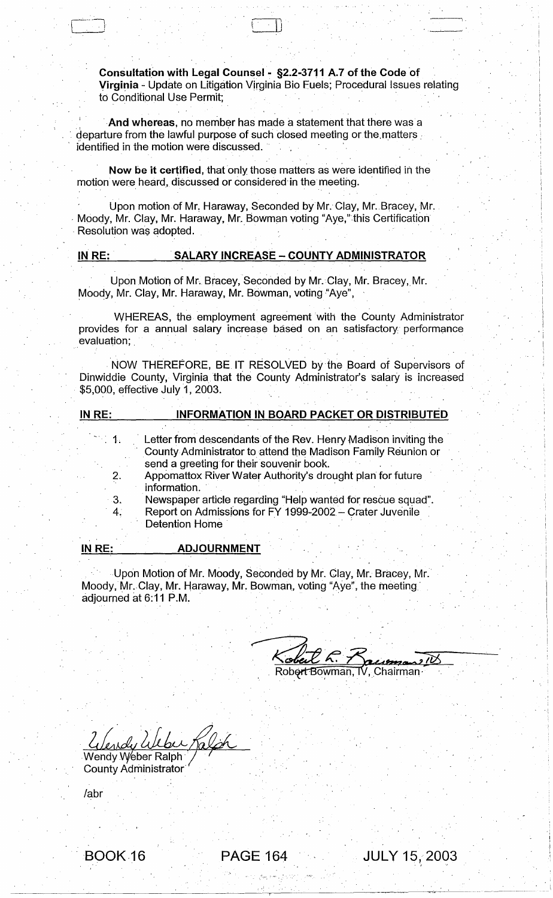**Consultation with Legal Counsel - §2.2-3711 A.7 of the Code of Virginia** - Update on Litigation Virginia Bio Fuels; Procedural Issues relating to Conditional Use Permit;

**And whereas**, no member has made a statement that there was a departure from the lawful purpose of such closed meeting or the matters identified in the motion were discussed.

**Now be it certified**, that only those matters as were identified in the motion were heard, discussed or considered in the meeting.

Upon motion of Mr. Haraway, Seconded by Mr. Clay, Mr. Bracey, Mr. Moody, Mr. Clay, Mr. Haraway, Mr. Bowman voting "Aye," this Certification Resolution was adopted.

**IN RE: SALARY INCREASE – COUNTY ADMINISTRATOR**

Upon Motion of Mr. Bracey, Seconded by Mr. Clay, Mr. Bracey, Mr. Moody, Mr. Clay, Mr. Haraway, Mr. Bowman, voting "Aye",

WHEREAS, the employment agreement with the County Administrator provides for a annual salary increase based on an satisfactory performance evaluation;

NOW THEREFORE, BE IT RESOLVED by the Board of Supervisors of Dinwiddie County, Virginia that the County Administrator's salary is increased $5,000, effective July 1, 2003.

**IN RE: INFORMATION IN BOARD PACKET OR DISTRIBUTED**

1. Letter from descendants of the Rev. Henry Madison inviting the County Administrator to attend the Madison Family Reunion or send a greeting for their souvenir book.
2. Appomattox River Water Authority's drought plan for future information.
3. Newspaper article regarding "Help wanted for rescue squad".
4. Report on Admissions for FY 1999-2002 – Crater Juvenile Detention Home

**IN RE: ADJOURNMENT**

Upon Motion of Mr. Moody, Seconded by Mr. Clay, Mr. Bracey, Mr. Moody, Mr. Clay, Mr. Haraway, Mr. Bowman, voting "Aye", the meeting adjourned at 6:11 P.M.

Robert Bowman, IV, Chairman

Wendy Weber Ralph
County Administrator

/abr

BOOK 16 PAGE 164 JULY 15, 2003